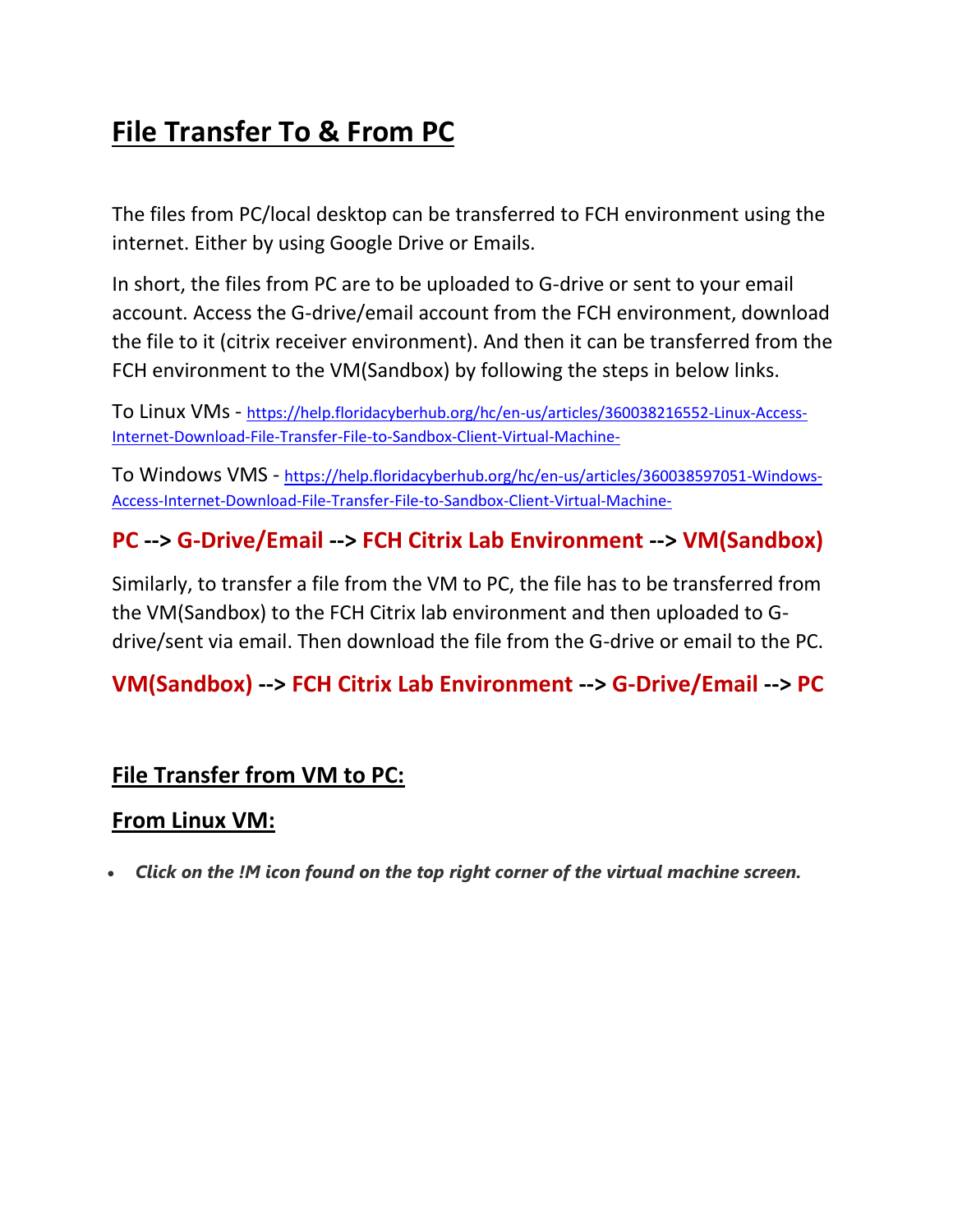# File Transfer To & From PC

The files from PC/local desktop can be transferred to FCH environment using the internet. Either by using Google Drive or Emails.

In short, the files from PC are to be uploaded to G-drive or sent to your email account. Access the G-drive/email account from the FCH environment, download the file to it (citrix receiver environment). And then it can be transferred from the FCH environment to the VM(Sandbox) by following the steps in below links.

To Linux VMs - https://help.floridacyberhub.org/hc/en-us/articles/360038216552-Linux-Access-Internet-Download-File-Transfer-File-to-Sandbox-Client-Virtual-Machine-

To Windows VMS - https://help.floridacyberhub.org/hc/en-us/articles/360038597051-Windows-Access-Internet-Download-File-Transfer-File-to-Sandbox-Client-Virtual-Machine-

**PC --> G-Drive/Email --> FCH Citrix Lab Environment --> VM(Sandbox)**

Similarly, to transfer a file from the VM to PC, the file has to be transferred from the VM(Sandbox) to the FCH Citrix lab environment and then uploaded to G-drive/sent via email. Then download the file from the G-drive or email to the PC.

**VM(Sandbox) --> FCH Citrix Lab Environment --> G-Drive/Email --> PC**

## File Transfer from VM to PC:

## From Linux VM:

- ***Click on the !M icon found on the top right corner of the virtual machine screen.***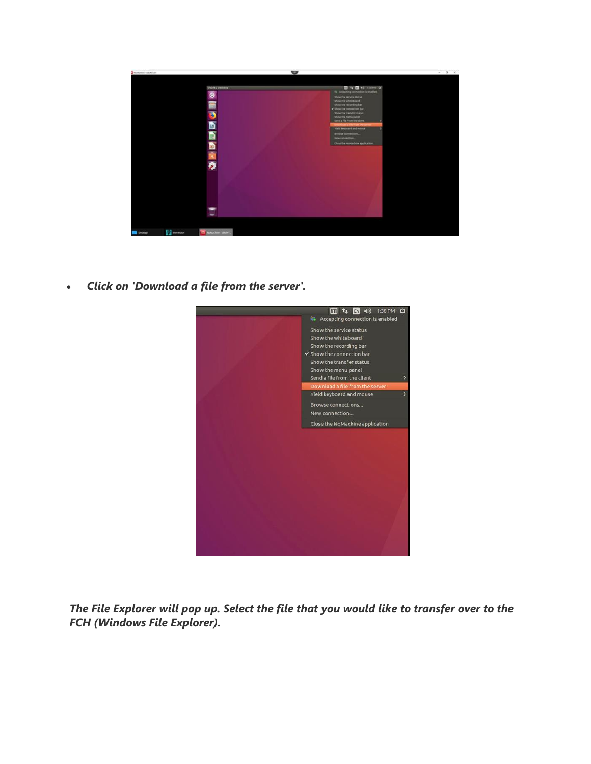- *Click on 'Download a file from the server'.*

*The File Explorer will pop up. Select the file that you would like to transfer over to the FCH (Windows File Explorer).*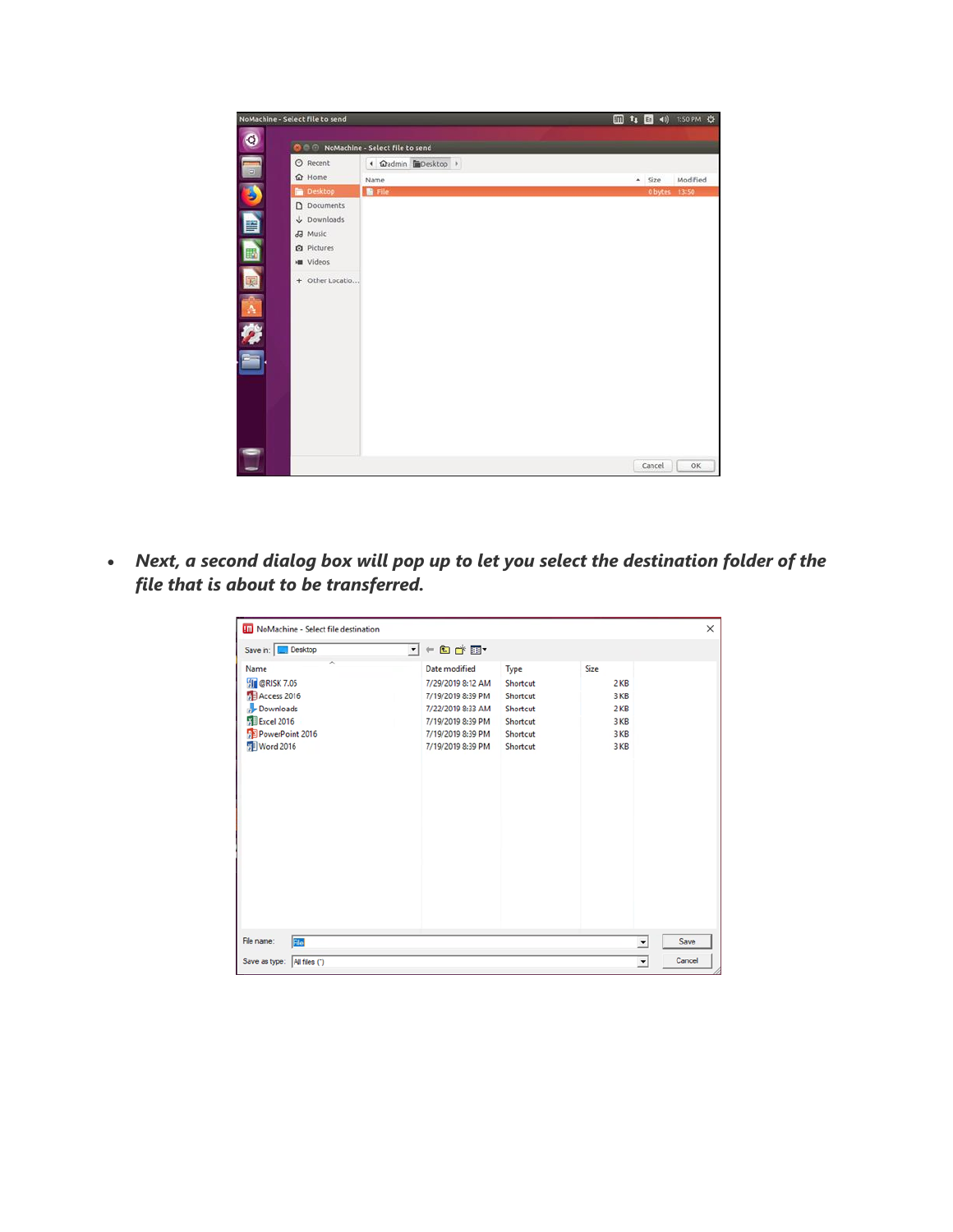- ***Next, a second dialog box will pop up to let you select the destination folder of the file that is about to be transferred.***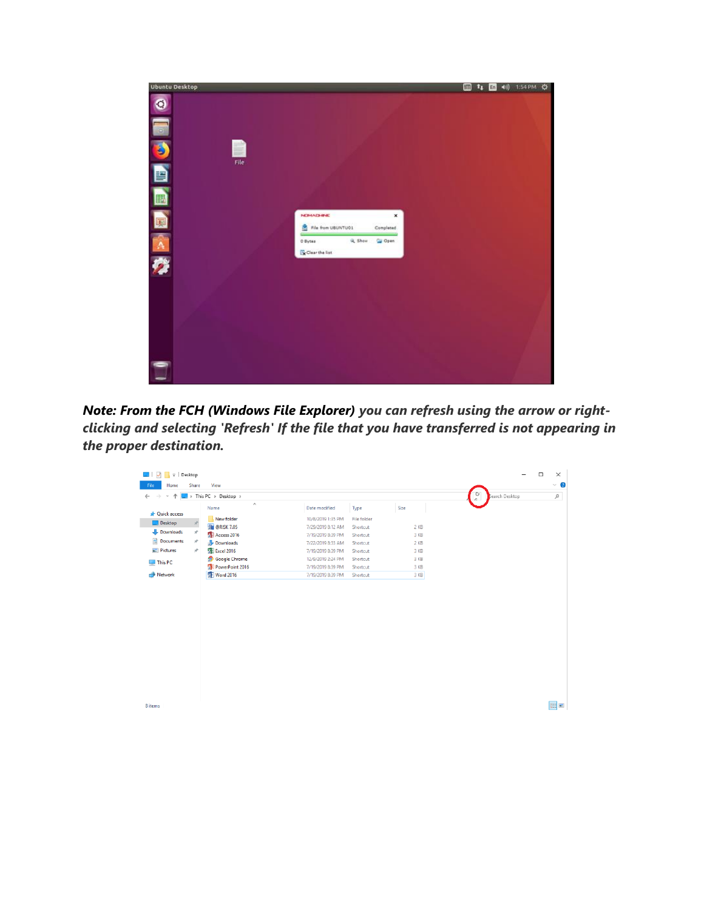***Note: From the FCH (Windows File Explorer)** you can refresh using the arrow or right-clicking and selecting 'Refresh' If the file that you have transferred is not appearing in the proper destination.*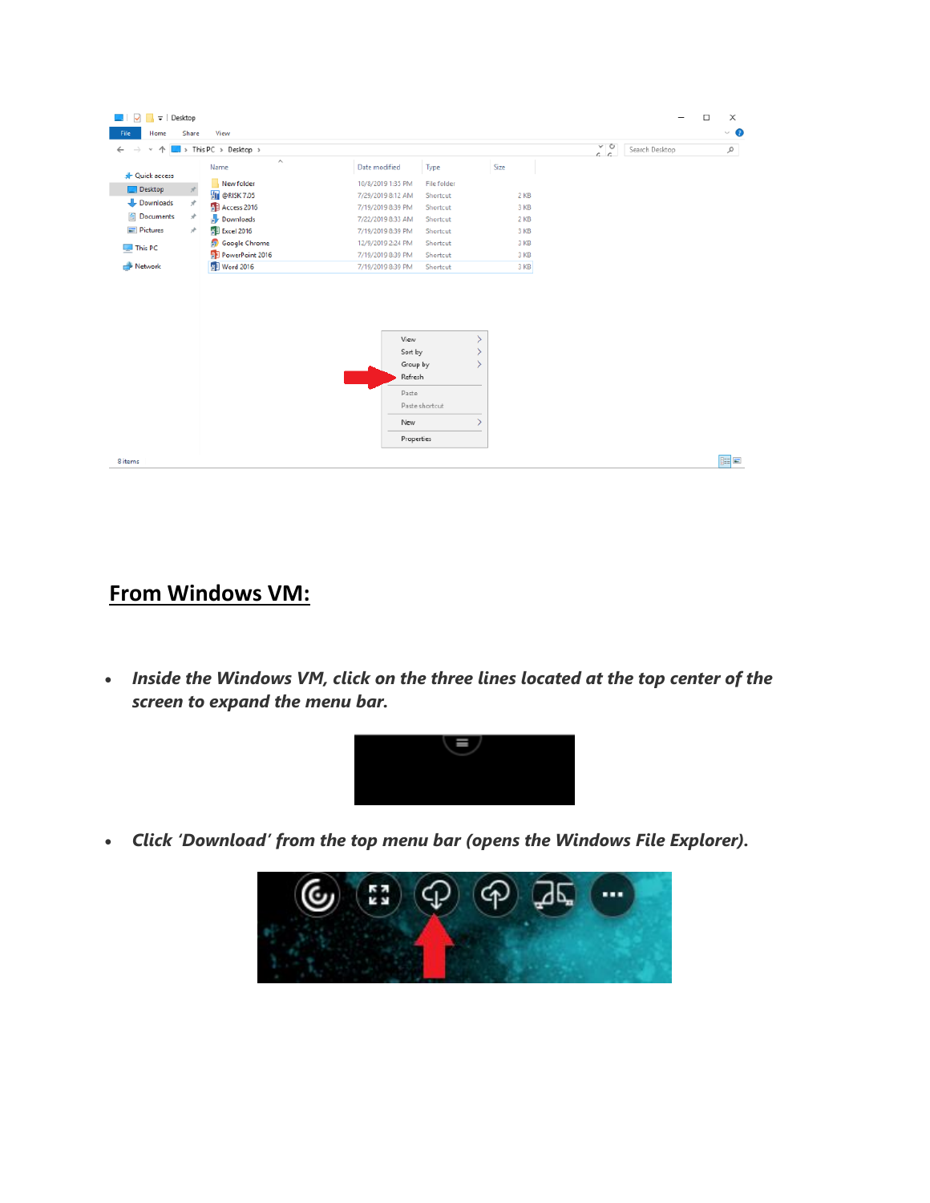## From Windows VM:

- ***Inside the Windows VM, click on the three lines located at the top center of the screen to expand the menu bar.***

- ***Click 'Download' from the top menu bar (opens the Windows File Explorer).***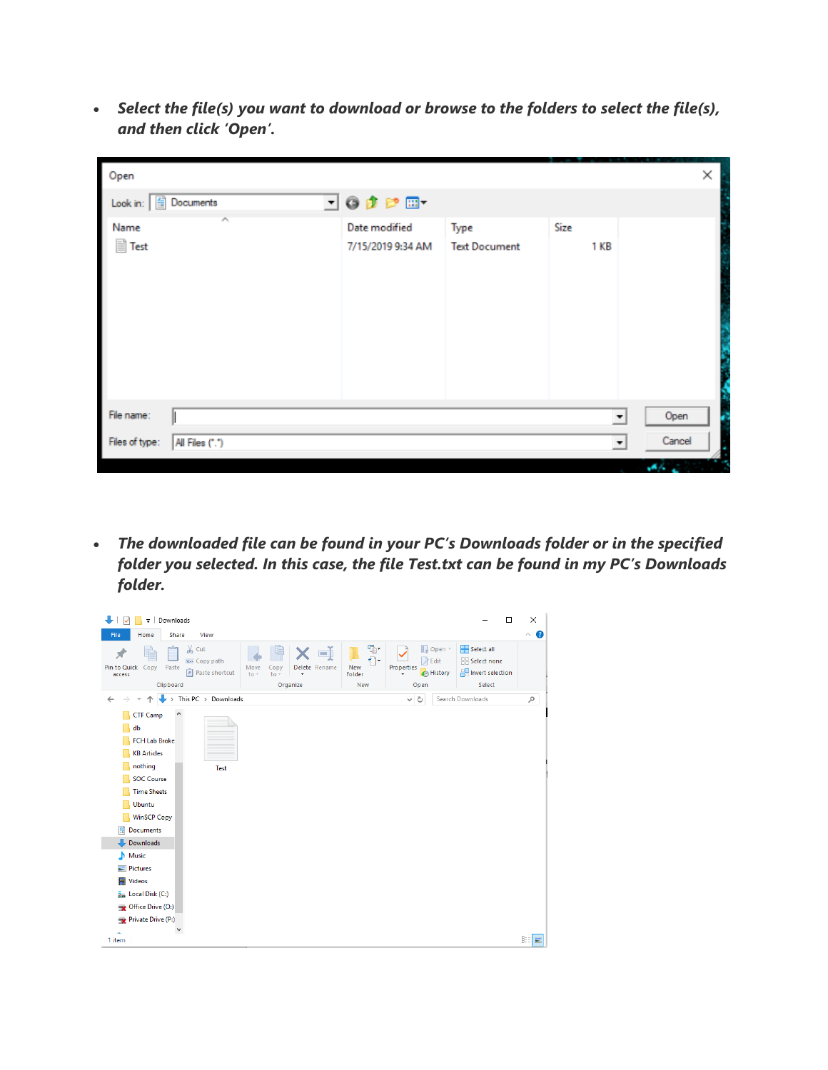- ***Select the file(s) you want to download or browse to the folders to select the file(s), and then click 'Open'.***

- ***The downloaded file can be found in your PC's Downloads folder or in the specified folder you selected. In this case, the file Test.txt can be found in my PC's Downloads folder.***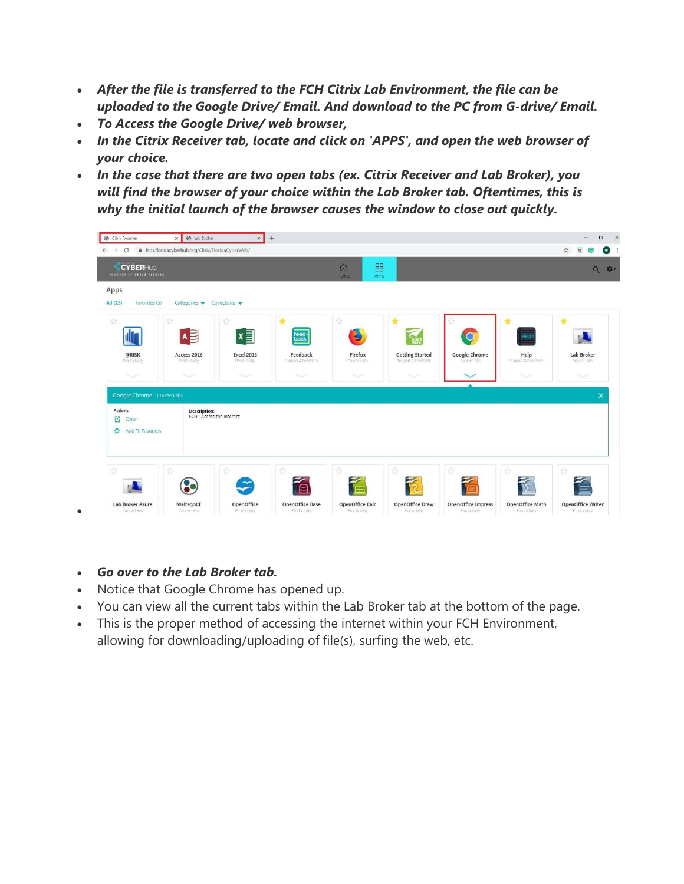- ***After the file is transferred to the FCH Citrix Lab Environment, the file can be uploaded to the Google Drive/ Email. And download to the PC from G-drive/ Email.***
- ***To Access the Google Drive/ web browser,***
- ***In the Citrix Receiver tab, locate and click on 'APPS', and open the web browser of your choice.***
- ***In the case that there are two open tabs (ex. Citrix Receiver and Lab Broker), you will find the browser of your choice within the Lab Broker tab. Oftentimes, this is why the initial launch of the browser causes the window to close out quickly.***
- 

- ***Go over to the Lab Broker tab.***
- Notice that Google Chrome has opened up.
- You can view all the current tabs within the Lab Broker tab at the bottom of the page.
- This is the proper method of accessing the internet within your FCH Environment, allowing for downloading/uploading of file(s), surfing the web, etc.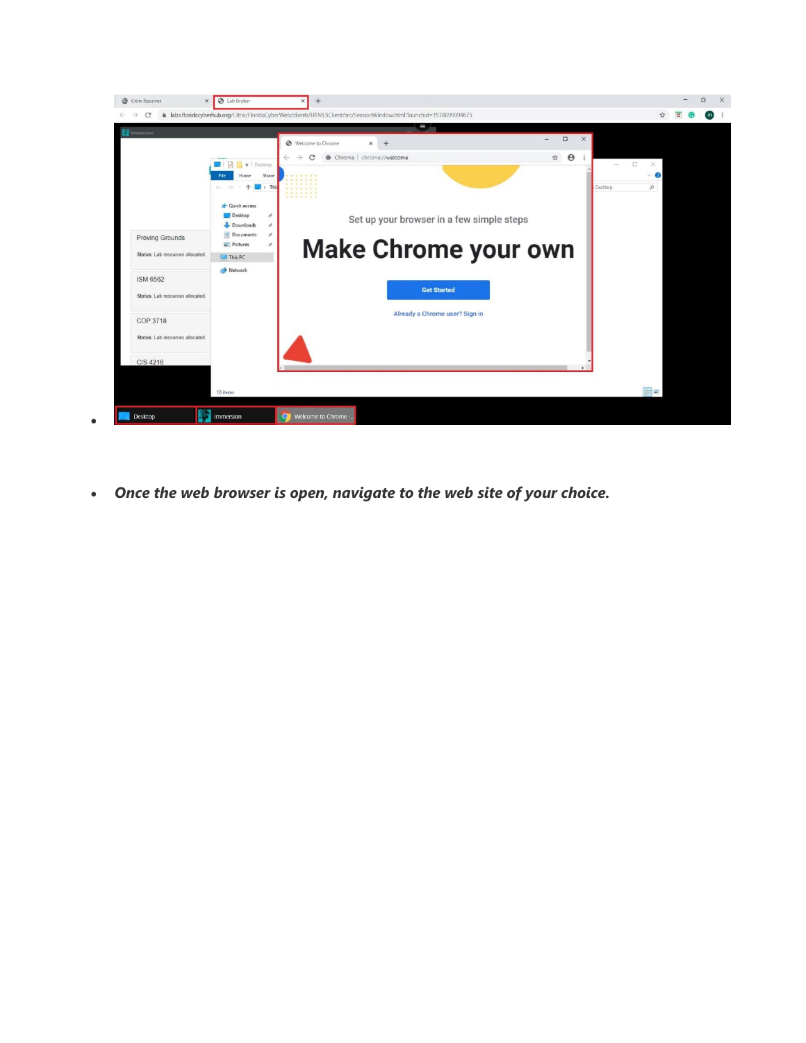- *Once the web browser is open, navigate to the web site of your choice.*